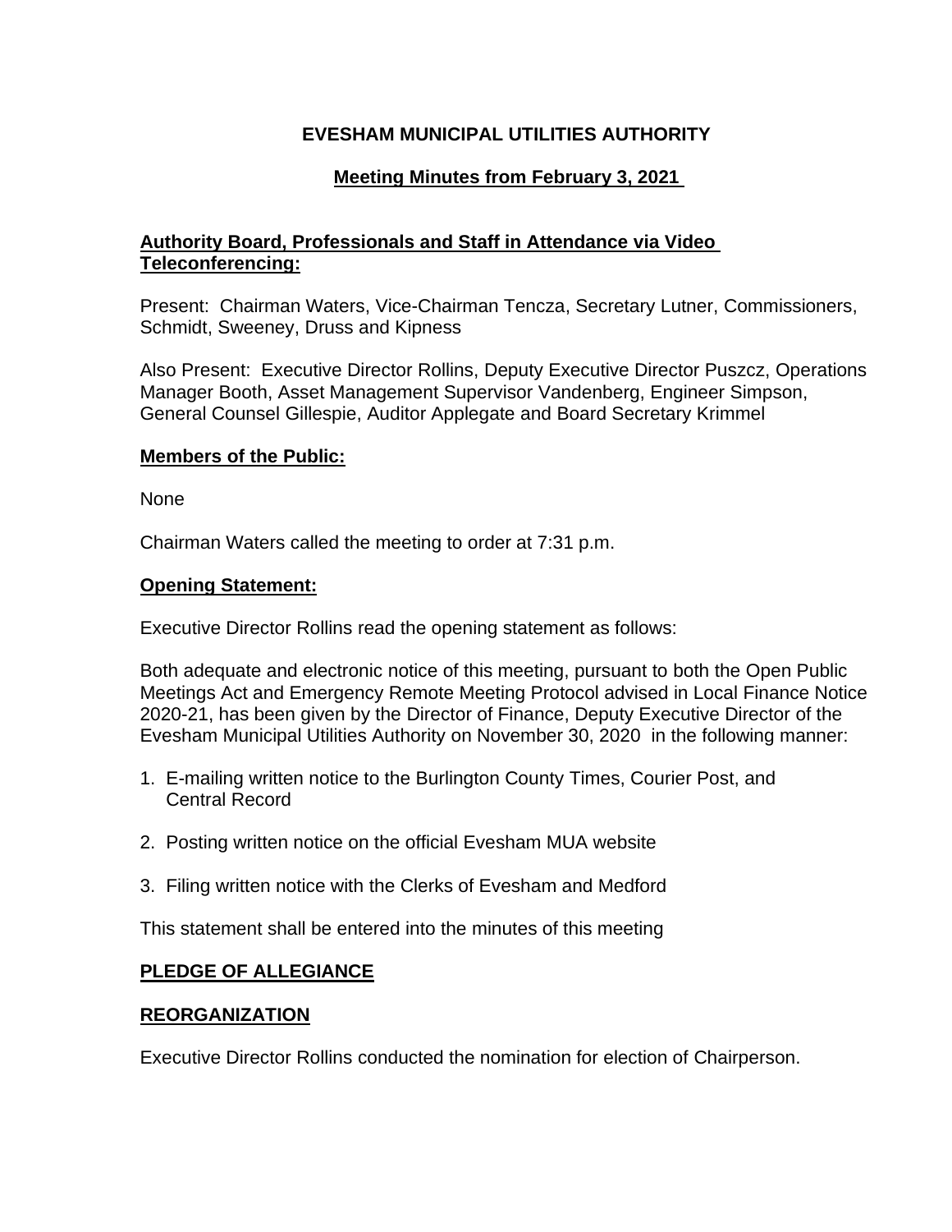# EVESHAM MUNICIPAL UTILITIES AUTHORITY

## Meeting Minutes from February 3, 2021

**Authority Board, Professionals and Staff in Attendance via Video Teleconferencing:**

Present: Chairman Waters, Vice-Chairman Tencza, Secretary Lutner, Commissioners, Schmidt, Sweeney, Druss and Kipness

Also Present: Executive Director Rollins, Deputy Executive Director Puszcz, Operations Manager Booth, Asset Management Supervisor Vandenberg, Engineer Simpson, General Counsel Gillespie, Auditor Applegate and Board Secretary Krimmel

**Members of the Public:**

None

Chairman Waters called the meeting to order at 7:31 p.m.

**Opening Statement:**

Executive Director Rollins read the opening statement as follows:

Both adequate and electronic notice of this meeting, pursuant to both the Open Public Meetings Act and Emergency Remote Meeting Protocol advised in Local Finance Notice 2020-21, has been given by the Director of Finance, Deputy Executive Director of the Evesham Municipal Utilities Authority on November 30, 2020 in the following manner:

1. E-mailing written notice to the Burlington County Times, Courier Post, and Central Record
2. Posting written notice on the official Evesham MUA website
3. Filing written notice with the Clerks of Evesham and Medford

This statement shall be entered into the minutes of this meeting

**PLEDGE OF ALLEGIANCE**

**REORGANIZATION**

Executive Director Rollins conducted the nomination for election of Chairperson.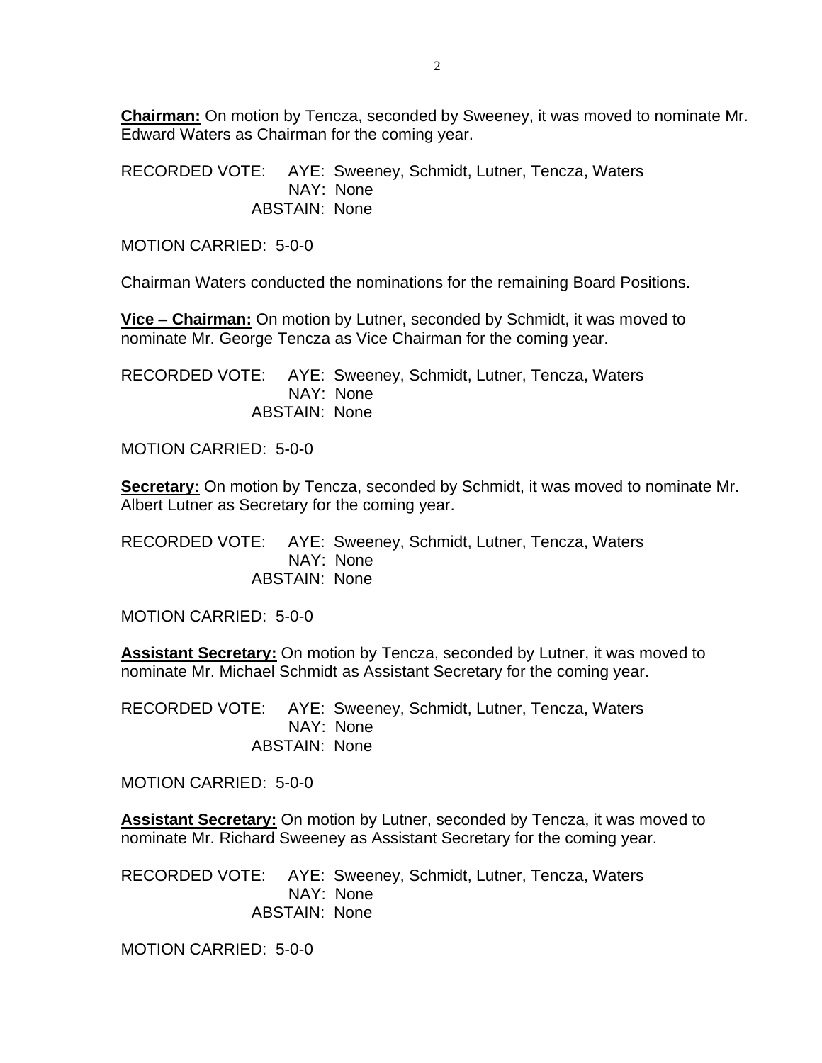**Chairman:** On motion by Tencza, seconded by Sweeney, it was moved to nominate Mr. Edward Waters as Chairman for the coming year.

RECORDED VOTE: AYE: Sweeney, Schmidt, Lutner, Tencza, Waters
NAY: None
ABSTAIN: None

MOTION CARRIED: 5-0-0

Chairman Waters conducted the nominations for the remaining Board Positions.

**Vice – Chairman:** On motion by Lutner, seconded by Schmidt, it was moved to nominate Mr. George Tencza as Vice Chairman for the coming year.

RECORDED VOTE: AYE: Sweeney, Schmidt, Lutner, Tencza, Waters
NAY: None
ABSTAIN: None

MOTION CARRIED: 5-0-0

**Secretary:** On motion by Tencza, seconded by Schmidt, it was moved to nominate Mr. Albert Lutner as Secretary for the coming year.

RECORDED VOTE: AYE: Sweeney, Schmidt, Lutner, Tencza, Waters
NAY: None
ABSTAIN: None

MOTION CARRIED: 5-0-0

**Assistant Secretary:** On motion by Tencza, seconded by Lutner, it was moved to nominate Mr. Michael Schmidt as Assistant Secretary for the coming year.

RECORDED VOTE: AYE: Sweeney, Schmidt, Lutner, Tencza, Waters
NAY: None
ABSTAIN: None

MOTION CARRIED: 5-0-0

**Assistant Secretary:** On motion by Lutner, seconded by Tencza, it was moved to nominate Mr. Richard Sweeney as Assistant Secretary for the coming year.

RECORDED VOTE: AYE: Sweeney, Schmidt, Lutner, Tencza, Waters
NAY: None
ABSTAIN: None

MOTION CARRIED: 5-0-0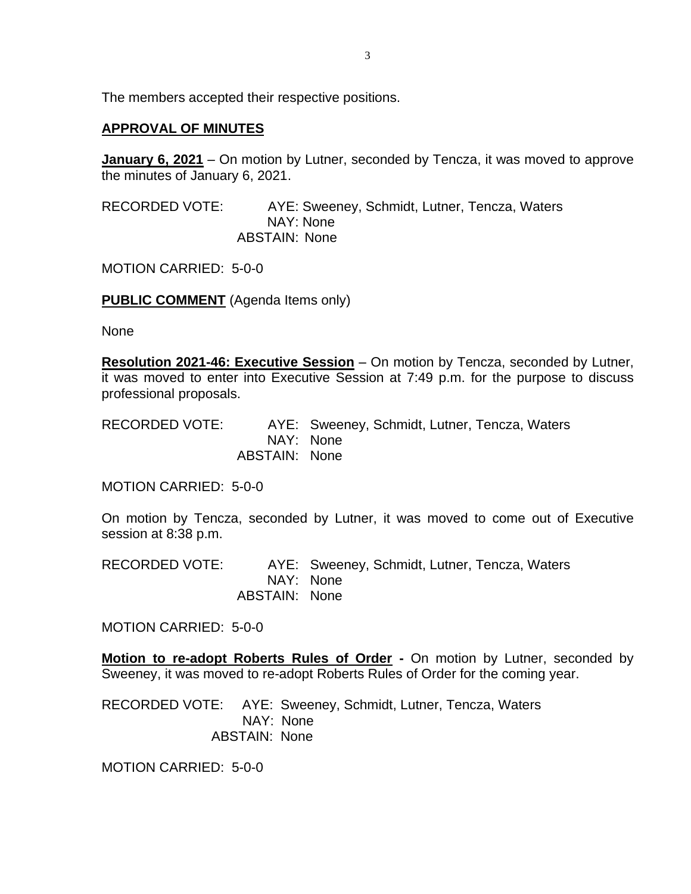The members accepted their respective positions.

**APPROVAL OF MINUTES**

**January 6, 2021** – On motion by Lutner, seconded by Tencza, it was moved to approve the minutes of January 6, 2021.

RECORDED VOTE: AYE: Sweeney, Schmidt, Lutner, Tencza, Waters
NAY: None
ABSTAIN: None

MOTION CARRIED: 5-0-0

**PUBLIC COMMENT** (Agenda Items only)

None

**Resolution 2021-46: Executive Session** – On motion by Tencza, seconded by Lutner, it was moved to enter into Executive Session at 7:49 p.m. for the purpose to discuss professional proposals.

RECORDED VOTE: AYE: Sweeney, Schmidt, Lutner, Tencza, Waters
NAY: None
ABSTAIN: None

MOTION CARRIED: 5-0-0

On motion by Tencza, seconded by Lutner, it was moved to come out of Executive session at 8:38 p.m.

RECORDED VOTE: AYE: Sweeney, Schmidt, Lutner, Tencza, Waters
NAY: None
ABSTAIN: None

MOTION CARRIED: 5-0-0

**Motion to re-adopt Roberts Rules of Order -** On motion by Lutner, seconded by Sweeney, it was moved to re-adopt Roberts Rules of Order for the coming year.

RECORDED VOTE: AYE: Sweeney, Schmidt, Lutner, Tencza, Waters
NAY: None
ABSTAIN: None

MOTION CARRIED: 5-0-0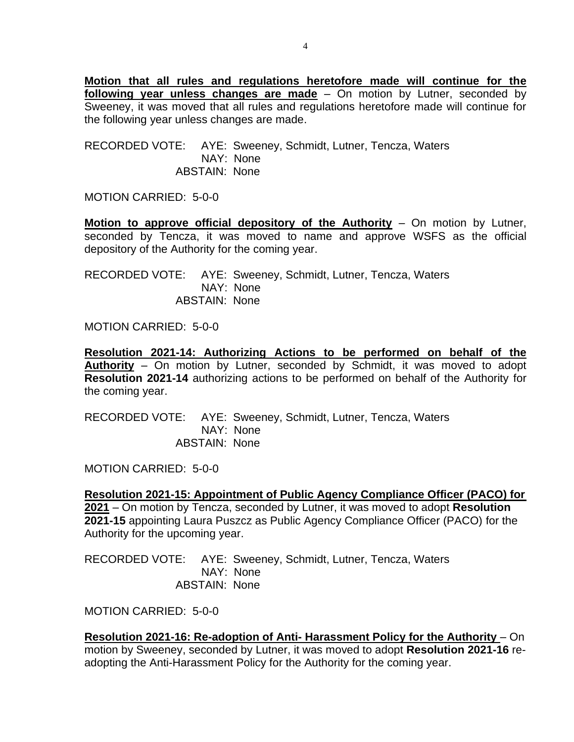**Motion that all rules and regulations heretofore made will continue for the following year unless changes are made** – On motion by Lutner, seconded by Sweeney, it was moved that all rules and regulations heretofore made will continue for the following year unless changes are made.

RECORDED VOTE: AYE: Sweeney, Schmidt, Lutner, Tencza, Waters
NAY: None
ABSTAIN: None

MOTION CARRIED: 5-0-0

**Motion to approve official depository of the Authority** – On motion by Lutner, seconded by Tencza, it was moved to name and approve WSFS as the official depository of the Authority for the coming year.

RECORDED VOTE: AYE: Sweeney, Schmidt, Lutner, Tencza, Waters
NAY: None
ABSTAIN: None

MOTION CARRIED: 5-0-0

**Resolution 2021-14: Authorizing Actions to be performed on behalf of the Authority** – On motion by Lutner, seconded by Schmidt, it was moved to adopt **Resolution 2021-14** authorizing actions to be performed on behalf of the Authority for the coming year.

RECORDED VOTE: AYE: Sweeney, Schmidt, Lutner, Tencza, Waters
NAY: None
ABSTAIN: None

MOTION CARRIED: 5-0-0

**Resolution 2021-15: Appointment of Public Agency Compliance Officer (PACO) for 2021** – On motion by Tencza, seconded by Lutner, it was moved to adopt **Resolution 2021-15** appointing Laura Puszcz as Public Agency Compliance Officer (PACO) for the Authority for the upcoming year.

RECORDED VOTE: AYE: Sweeney, Schmidt, Lutner, Tencza, Waters
NAY: None
ABSTAIN: None

MOTION CARRIED: 5-0-0

**Resolution 2021-16: Re-adoption of Anti- Harassment Policy for the Authority** – On motion by Sweeney, seconded by Lutner, it was moved to adopt **Resolution 2021-16** re-adopting the Anti-Harassment Policy for the Authority for the coming year.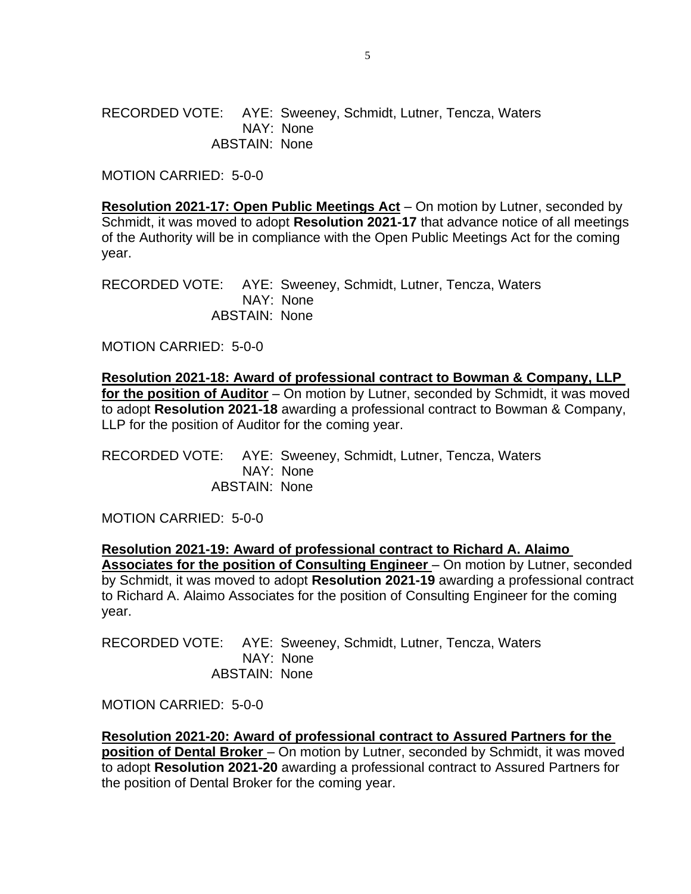RECORDED VOTE: AYE: Sweeney, Schmidt, Lutner, Tencza, Waters
NAY: None
ABSTAIN: None

MOTION CARRIED: 5-0-0

**Resolution 2021-17: Open Public Meetings Act** – On motion by Lutner, seconded by Schmidt, it was moved to adopt **Resolution 2021-17** that advance notice of all meetings of the Authority will be in compliance with the Open Public Meetings Act for the coming year.

RECORDED VOTE: AYE: Sweeney, Schmidt, Lutner, Tencza, Waters
NAY: None
ABSTAIN: None

MOTION CARRIED: 5-0-0

**Resolution 2021-18: Award of professional contract to Bowman & Company, LLP for the position of Auditor** – On motion by Lutner, seconded by Schmidt, it was moved to adopt **Resolution 2021-18** awarding a professional contract to Bowman & Company, LLP for the position of Auditor for the coming year.

RECORDED VOTE: AYE: Sweeney, Schmidt, Lutner, Tencza, Waters
NAY: None
ABSTAIN: None

MOTION CARRIED: 5-0-0

**Resolution 2021-19: Award of professional contract to Richard A. Alaimo Associates for the position of Consulting Engineer** – On motion by Lutner, seconded by Schmidt, it was moved to adopt **Resolution 2021-19** awarding a professional contract to Richard A. Alaimo Associates for the position of Consulting Engineer for the coming year.

RECORDED VOTE: AYE: Sweeney, Schmidt, Lutner, Tencza, Waters
NAY: None
ABSTAIN: None

MOTION CARRIED: 5-0-0

**Resolution 2021-20: Award of professional contract to Assured Partners for the position of Dental Broker** – On motion by Lutner, seconded by Schmidt, it was moved to adopt **Resolution 2021-20** awarding a professional contract to Assured Partners for the position of Dental Broker for the coming year.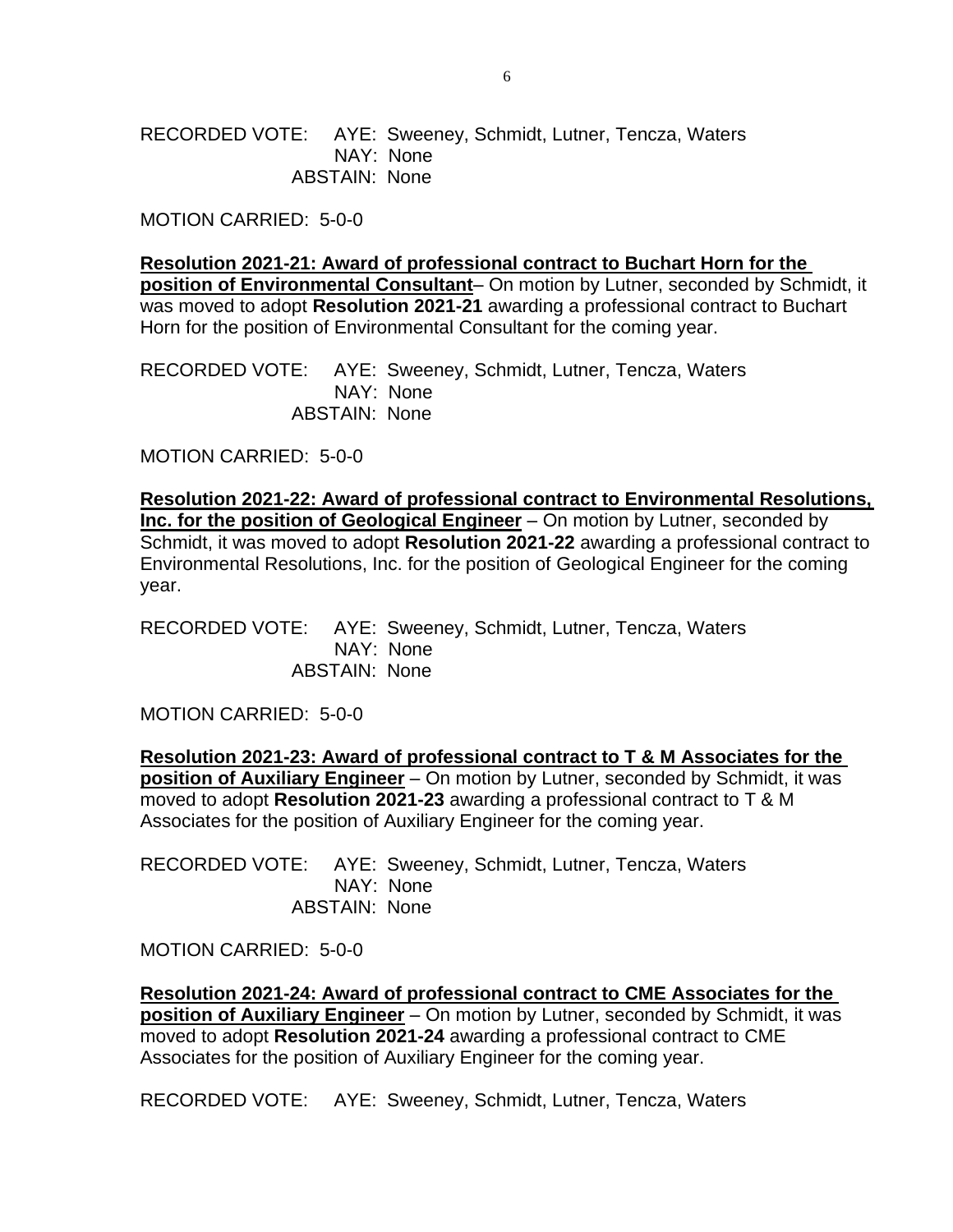RECORDED VOTE: AYE: Sweeney, Schmidt, Lutner, Tencza, Waters
NAY: None
ABSTAIN: None

MOTION CARRIED: 5-0-0

**Resolution 2021-21: Award of professional contract to Buchart Horn for the position of Environmental Consultant**– On motion by Lutner, seconded by Schmidt, it was moved to adopt **Resolution 2021-21** awarding a professional contract to Buchart Horn for the position of Environmental Consultant for the coming year.

RECORDED VOTE: AYE: Sweeney, Schmidt, Lutner, Tencza, Waters
NAY: None
ABSTAIN: None

MOTION CARRIED: 5-0-0

**Resolution 2021-22: Award of professional contract to Environmental Resolutions, Inc. for the position of Geological Engineer** – On motion by Lutner, seconded by Schmidt, it was moved to adopt **Resolution 2021-22** awarding a professional contract to Environmental Resolutions, Inc. for the position of Geological Engineer for the coming year.

RECORDED VOTE: AYE: Sweeney, Schmidt, Lutner, Tencza, Waters
NAY: None
ABSTAIN: None

MOTION CARRIED: 5-0-0

**Resolution 2021-23: Award of professional contract to T & M Associates for the position of Auxiliary Engineer** – On motion by Lutner, seconded by Schmidt, it was moved to adopt **Resolution 2021-23** awarding a professional contract to T & M Associates for the position of Auxiliary Engineer for the coming year.

RECORDED VOTE: AYE: Sweeney, Schmidt, Lutner, Tencza, Waters
NAY: None
ABSTAIN: None

MOTION CARRIED: 5-0-0

**Resolution 2021-24: Award of professional contract to CME Associates for the position of Auxiliary Engineer** – On motion by Lutner, seconded by Schmidt, it was moved to adopt **Resolution 2021-24** awarding a professional contract to CME Associates for the position of Auxiliary Engineer for the coming year.

RECORDED VOTE: AYE: Sweeney, Schmidt, Lutner, Tencza, Waters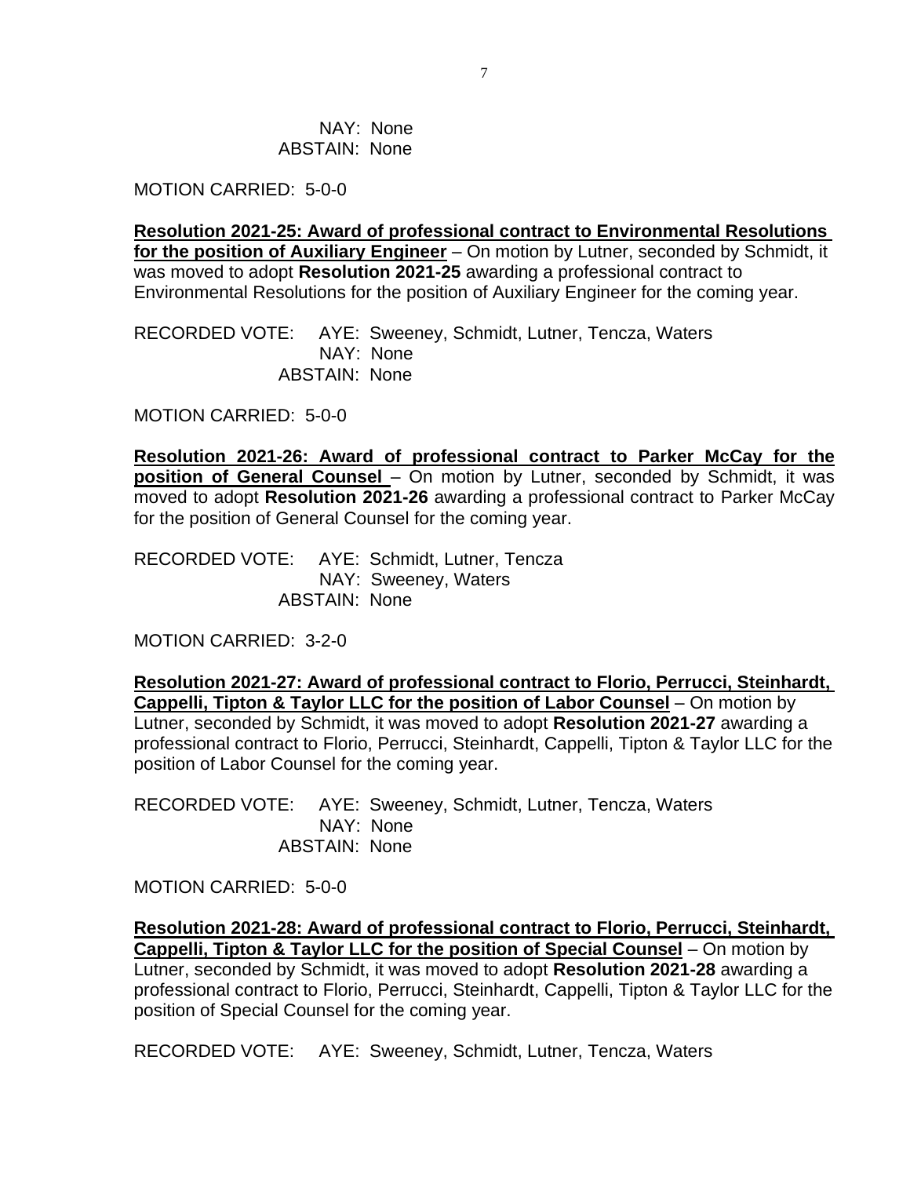NAY: None
ABSTAIN: None

MOTION CARRIED: 5-0-0

**Resolution 2021-25: Award of professional contract to Environmental Resolutions for the position of Auxiliary Engineer** – On motion by Lutner, seconded by Schmidt, it was moved to adopt **Resolution 2021-25** awarding a professional contract to Environmental Resolutions for the position of Auxiliary Engineer for the coming year.

RECORDED VOTE: AYE: Sweeney, Schmidt, Lutner, Tencza, Waters
NAY: None
ABSTAIN: None

MOTION CARRIED: 5-0-0

**Resolution 2021-26: Award of professional contract to Parker McCay for the position of General Counsel** – On motion by Lutner, seconded by Schmidt, it was moved to adopt **Resolution 2021-26** awarding a professional contract to Parker McCay for the position of General Counsel for the coming year.

RECORDED VOTE: AYE: Schmidt, Lutner, Tencza
NAY: Sweeney, Waters
ABSTAIN: None

MOTION CARRIED: 3-2-0

**Resolution 2021-27: Award of professional contract to Florio, Perrucci, Steinhardt, Cappelli, Tipton & Taylor LLC for the position of Labor Counsel** – On motion by Lutner, seconded by Schmidt, it was moved to adopt **Resolution 2021-27** awarding a professional contract to Florio, Perrucci, Steinhardt, Cappelli, Tipton & Taylor LLC for the position of Labor Counsel for the coming year.

RECORDED VOTE: AYE: Sweeney, Schmidt, Lutner, Tencza, Waters
NAY: None
ABSTAIN: None

MOTION CARRIED: 5-0-0

**Resolution 2021-28: Award of professional contract to Florio, Perrucci, Steinhardt, Cappelli, Tipton & Taylor LLC for the position of Special Counsel** – On motion by Lutner, seconded by Schmidt, it was moved to adopt **Resolution 2021-28** awarding a professional contract to Florio, Perrucci, Steinhardt, Cappelli, Tipton & Taylor LLC for the position of Special Counsel for the coming year.

RECORDED VOTE: AYE: Sweeney, Schmidt, Lutner, Tencza, Waters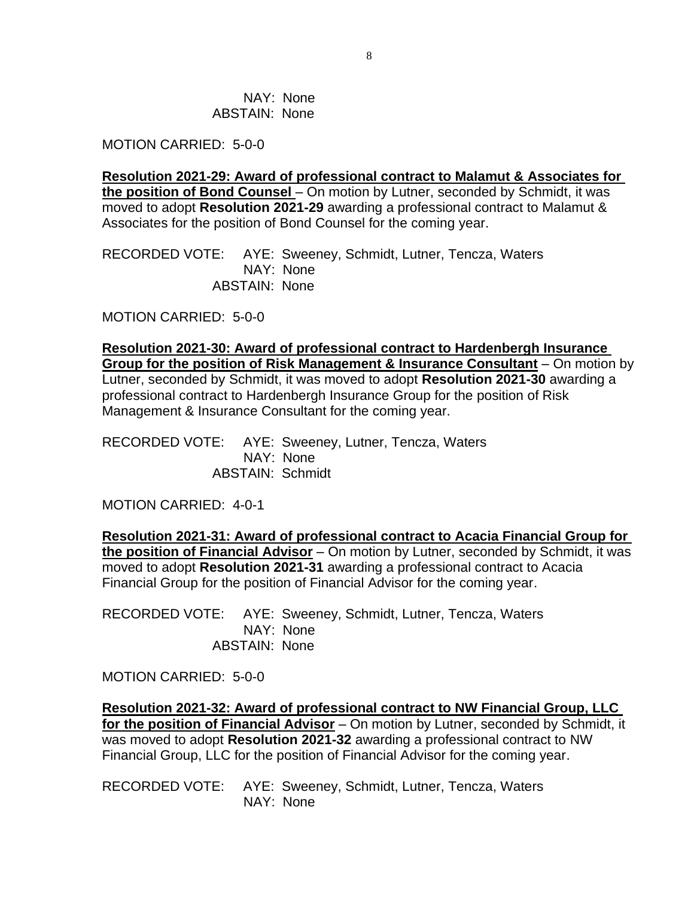NAY: None
ABSTAIN: None

MOTION CARRIED: 5-0-0

**Resolution 2021-29: Award of professional contract to Malamut & Associates for the position of Bond Counsel** – On motion by Lutner, seconded by Schmidt, it was moved to adopt **Resolution 2021-29** awarding a professional contract to Malamut & Associates for the position of Bond Counsel for the coming year.

RECORDED VOTE: AYE: Sweeney, Schmidt, Lutner, Tencza, Waters
NAY: None
ABSTAIN: None

MOTION CARRIED: 5-0-0

**Resolution 2021-30: Award of professional contract to Hardenbergh Insurance Group for the position of Risk Management & Insurance Consultant** – On motion by Lutner, seconded by Schmidt, it was moved to adopt **Resolution 2021-30** awarding a professional contract to Hardenbergh Insurance Group for the position of Risk Management & Insurance Consultant for the coming year.

RECORDED VOTE: AYE: Sweeney, Lutner, Tencza, Waters
NAY: None
ABSTAIN: Schmidt

MOTION CARRIED: 4-0-1

**Resolution 2021-31: Award of professional contract to Acacia Financial Group for the position of Financial Advisor** – On motion by Lutner, seconded by Schmidt, it was moved to adopt **Resolution 2021-31** awarding a professional contract to Acacia Financial Group for the position of Financial Advisor for the coming year.

RECORDED VOTE: AYE: Sweeney, Schmidt, Lutner, Tencza, Waters
NAY: None
ABSTAIN: None

MOTION CARRIED: 5-0-0

**Resolution 2021-32: Award of professional contract to NW Financial Group, LLC for the position of Financial Advisor** – On motion by Lutner, seconded by Schmidt, it was moved to adopt **Resolution 2021-32** awarding a professional contract to NW Financial Group, LLC for the position of Financial Advisor for the coming year.

RECORDED VOTE: AYE: Sweeney, Schmidt, Lutner, Tencza, Waters
NAY: None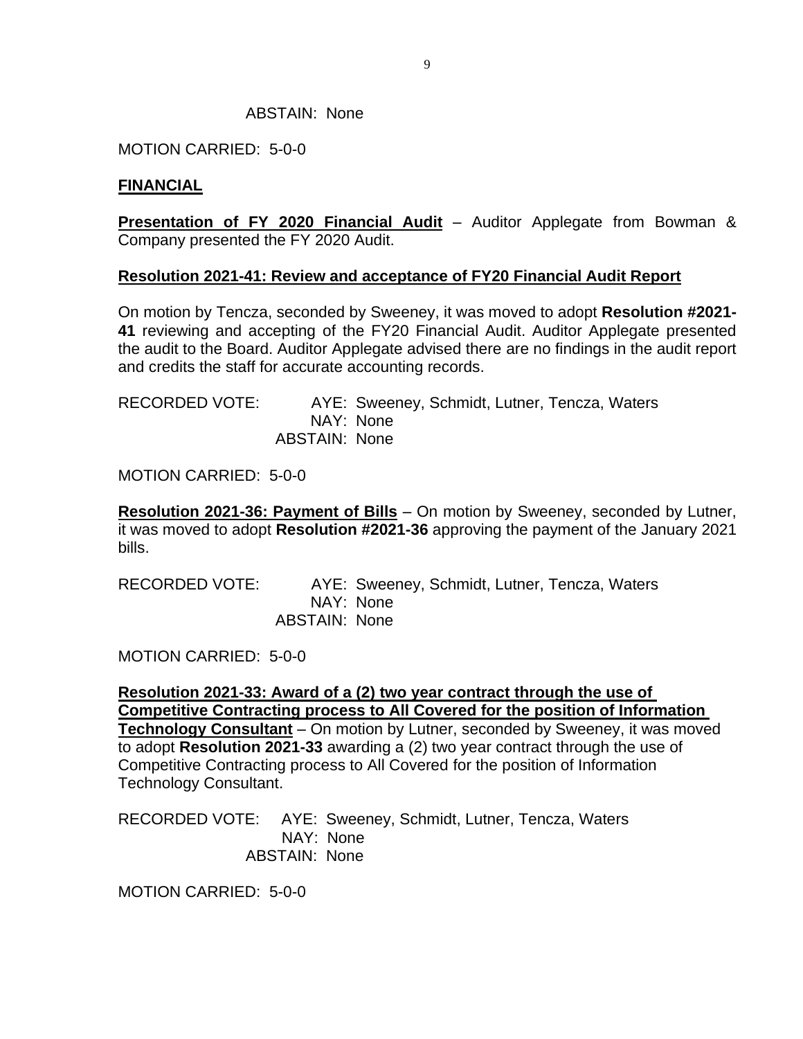ABSTAIN: None

MOTION CARRIED: 5-0-0

**FINANCIAL**

**Presentation of FY 2020 Financial Audit** – Auditor Applegate from Bowman & Company presented the FY 2020 Audit.

**Resolution 2021-41: Review and acceptance of FY20 Financial Audit Report**

On motion by Tencza, seconded by Sweeney, it was moved to adopt **Resolution #2021-41** reviewing and accepting of the FY20 Financial Audit. Auditor Applegate presented the audit to the Board. Auditor Applegate advised there are no findings in the audit report and credits the staff for accurate accounting records.

RECORDED VOTE: AYE: Sweeney, Schmidt, Lutner, Tencza, Waters
NAY: None
ABSTAIN: None

MOTION CARRIED: 5-0-0

**Resolution 2021-36: Payment of Bills** – On motion by Sweeney, seconded by Lutner, it was moved to adopt **Resolution #2021-36** approving the payment of the January 2021 bills.

RECORDED VOTE: AYE: Sweeney, Schmidt, Lutner, Tencza, Waters
NAY: None
ABSTAIN: None

MOTION CARRIED: 5-0-0

**Resolution 2021-33: Award of a (2) two year contract through the use of Competitive Contracting process to All Covered for the position of Information Technology Consultant** – On motion by Lutner, seconded by Sweeney, it was moved to adopt **Resolution 2021-33** awarding a (2) two year contract through the use of Competitive Contracting process to All Covered for the position of Information Technology Consultant.

RECORDED VOTE: AYE: Sweeney, Schmidt, Lutner, Tencza, Waters
NAY: None
ABSTAIN: None

MOTION CARRIED: 5-0-0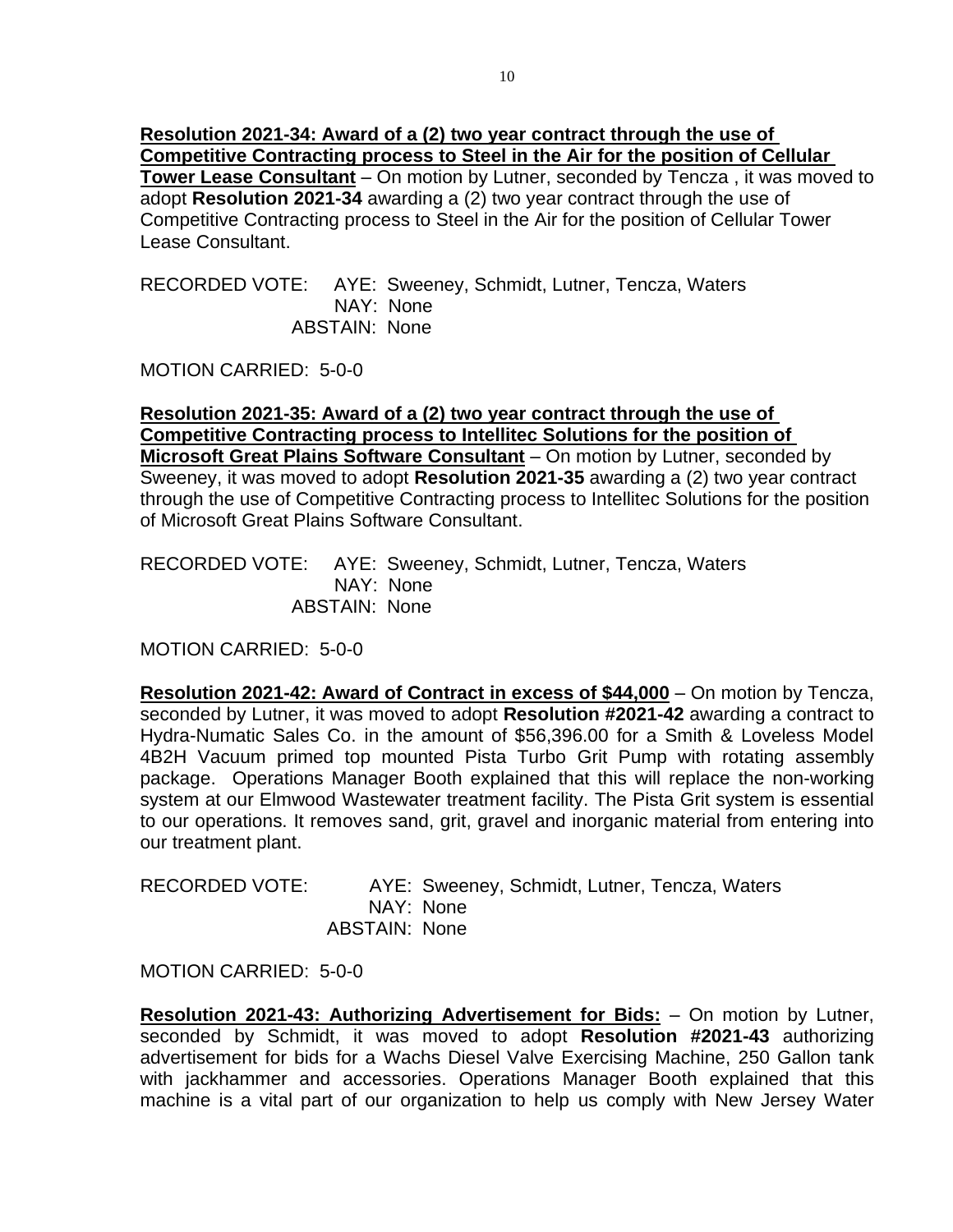**Resolution 2021-34: Award of a (2) two year contract through the use of Competitive Contracting process to Steel in the Air for the position of Cellular Tower Lease Consultant** – On motion by Lutner, seconded by Tencza , it was moved to adopt **Resolution 2021-34** awarding a (2) two year contract through the use of Competitive Contracting process to Steel in the Air for the position of Cellular Tower Lease Consultant.

RECORDED VOTE: AYE: Sweeney, Schmidt, Lutner, Tencza, Waters
NAY: None
ABSTAIN: None

MOTION CARRIED: 5-0-0

**Resolution 2021-35: Award of a (2) two year contract through the use of Competitive Contracting process to Intellitec Solutions for the position of Microsoft Great Plains Software Consultant** – On motion by Lutner, seconded by Sweeney, it was moved to adopt **Resolution 2021-35** awarding a (2) two year contract through the use of Competitive Contracting process to Intellitec Solutions for the position of Microsoft Great Plains Software Consultant.

RECORDED VOTE: AYE: Sweeney, Schmidt, Lutner, Tencza, Waters
NAY: None
ABSTAIN: None

MOTION CARRIED: 5-0-0

**Resolution 2021-42: Award of Contract in excess of $44,000** – On motion by Tencza, seconded by Lutner, it was moved to adopt **Resolution #2021-42** awarding a contract to Hydra-Numatic Sales Co. in the amount of $56,396.00 for a Smith & Loveless Model 4B2H Vacuum primed top mounted Pista Turbo Grit Pump with rotating assembly package. Operations Manager Booth explained that this will replace the non-working system at our Elmwood Wastewater treatment facility. The Pista Grit system is essential to our operations. It removes sand, grit, gravel and inorganic material from entering into our treatment plant.

RECORDED VOTE: AYE: Sweeney, Schmidt, Lutner, Tencza, Waters
NAY: None
ABSTAIN: None

MOTION CARRIED: 5-0-0

**Resolution 2021-43: Authorizing Advertisement for Bids:** – On motion by Lutner, seconded by Schmidt, it was moved to adopt **Resolution #2021-43** authorizing advertisement for bids for a Wachs Diesel Valve Exercising Machine, 250 Gallon tank with jackhammer and accessories. Operations Manager Booth explained that this machine is a vital part of our organization to help us comply with New Jersey Water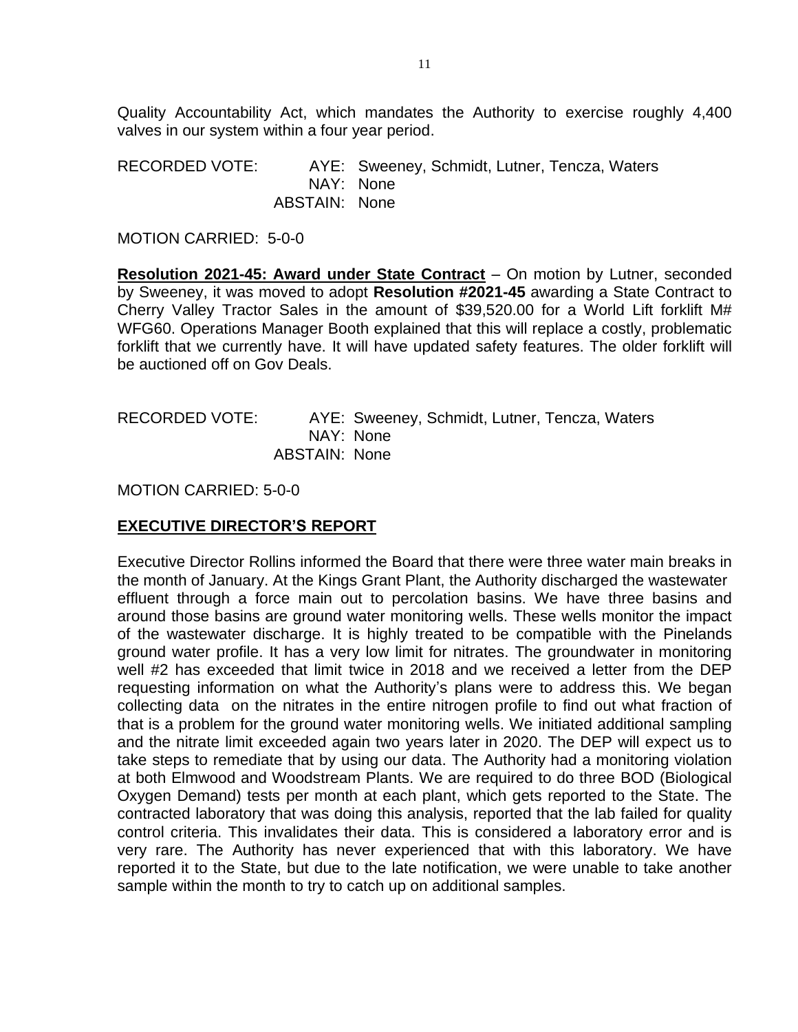Quality Accountability Act, which mandates the Authority to exercise roughly 4,400 valves in our system within a four year period.

RECORDED VOTE: AYE: Sweeney, Schmidt, Lutner, Tencza, Waters
NAY: None
ABSTAIN: None

MOTION CARRIED: 5-0-0

**Resolution 2021-45: Award under State Contract** – On motion by Lutner, seconded by Sweeney, it was moved to adopt **Resolution #2021-45** awarding a State Contract to Cherry Valley Tractor Sales in the amount of $39,520.00 for a World Lift forklift M# WFG60. Operations Manager Booth explained that this will replace a costly, problematic forklift that we currently have. It will have updated safety features. The older forklift will be auctioned off on Gov Deals.

RECORDED VOTE: AYE: Sweeney, Schmidt, Lutner, Tencza, Waters
NAY: None
ABSTAIN: None

MOTION CARRIED: 5-0-0

## EXECUTIVE DIRECTOR'S REPORT

Executive Director Rollins informed the Board that there were three water main breaks in the month of January. At the Kings Grant Plant, the Authority discharged the wastewater effluent through a force main out to percolation basins. We have three basins and around those basins are ground water monitoring wells. These wells monitor the impact of the wastewater discharge. It is highly treated to be compatible with the Pinelands ground water profile. It has a very low limit for nitrates. The groundwater in monitoring well #2 has exceeded that limit twice in 2018 and we received a letter from the DEP requesting information on what the Authority's plans were to address this. We began collecting data on the nitrates in the entire nitrogen profile to find out what fraction of that is a problem for the ground water monitoring wells. We initiated additional sampling and the nitrate limit exceeded again two years later in 2020. The DEP will expect us to take steps to remediate that by using our data. The Authority had a monitoring violation at both Elmwood and Woodstream Plants. We are required to do three BOD (Biological Oxygen Demand) tests per month at each plant, which gets reported to the State. The contracted laboratory that was doing this analysis, reported that the lab failed for quality control criteria. This invalidates their data. This is considered a laboratory error and is very rare. The Authority has never experienced that with this laboratory. We have reported it to the State, but due to the late notification, we were unable to take another sample within the month to try to catch up on additional samples.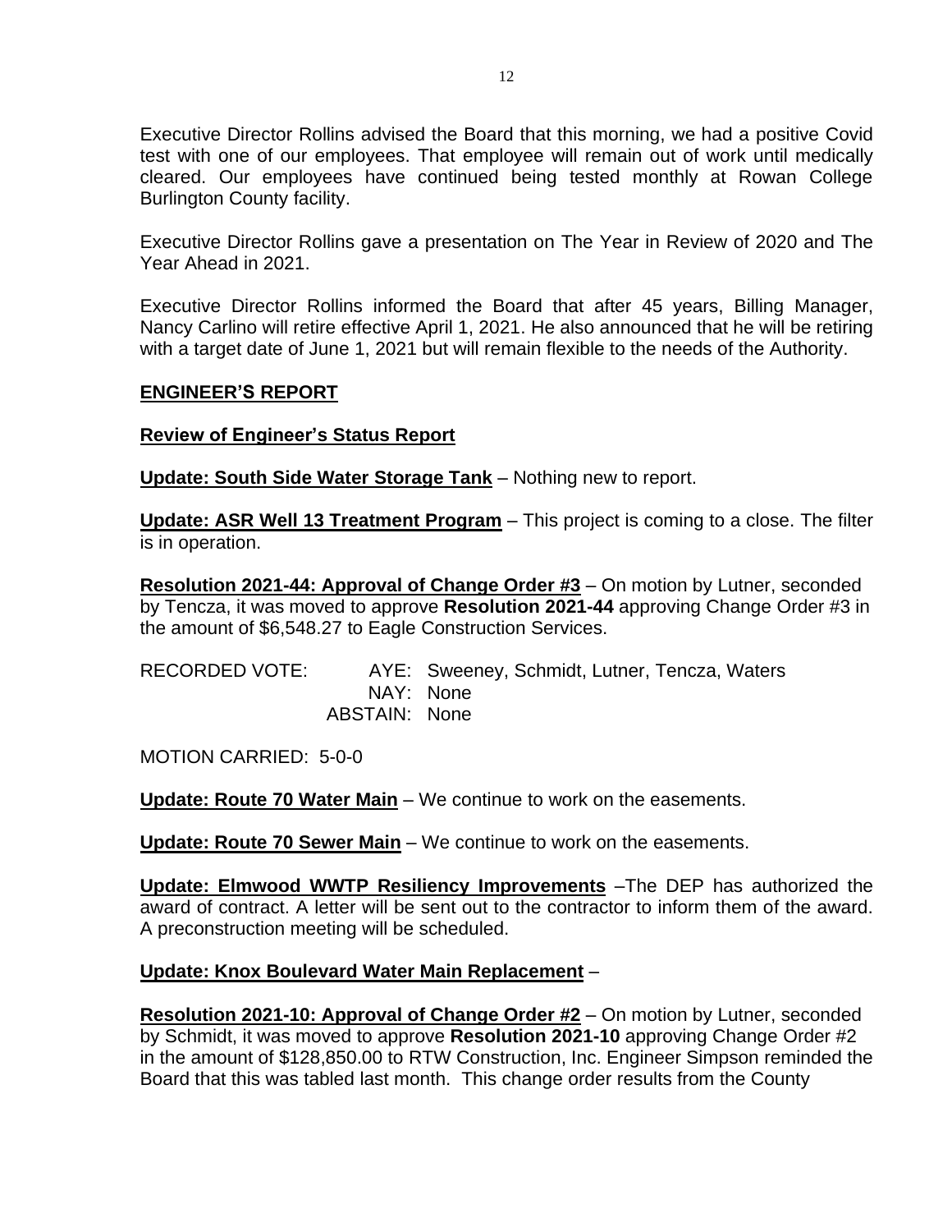Executive Director Rollins advised the Board that this morning, we had a positive Covid test with one of our employees. That employee will remain out of work until medically cleared. Our employees have continued being tested monthly at Rowan College Burlington County facility.

Executive Director Rollins gave a presentation on The Year in Review of 2020 and The Year Ahead in 2021.

Executive Director Rollins informed the Board that after 45 years, Billing Manager, Nancy Carlino will retire effective April 1, 2021. He also announced that he will be retiring with a target date of June 1, 2021 but will remain flexible to the needs of the Authority.

## ENGINEER'S REPORT

**Review of Engineer's Status Report**

**Update: South Side Water Storage Tank** – Nothing new to report.

**Update: ASR Well 13 Treatment Program** – This project is coming to a close. The filter is in operation.

**Resolution 2021-44: Approval of Change Order #3** – On motion by Lutner, seconded by Tencza, it was moved to approve **Resolution 2021-44** approving Change Order #3 in the amount of $6,548.27 to Eagle Construction Services.

RECORDED VOTE: AYE: Sweeney, Schmidt, Lutner, Tencza, Waters
NAY: None
ABSTAIN: None

MOTION CARRIED: 5-0-0

**Update: Route 70 Water Main** – We continue to work on the easements.

**Update: Route 70 Sewer Main** – We continue to work on the easements.

**Update: Elmwood WWTP Resiliency Improvements** –The DEP has authorized the award of contract. A letter will be sent out to the contractor to inform them of the award. A preconstruction meeting will be scheduled.

**Update: Knox Boulevard Water Main Replacement** –

**Resolution 2021-10: Approval of Change Order #2** – On motion by Lutner, seconded by Schmidt, it was moved to approve **Resolution 2021-10** approving Change Order #2 in the amount of $128,850.00 to RTW Construction, Inc. Engineer Simpson reminded the Board that this was tabled last month. This change order results from the County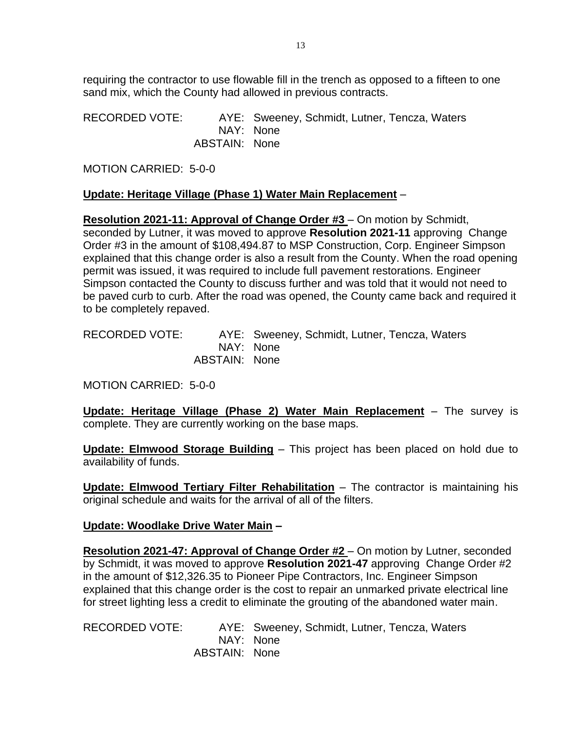requiring the contractor to use flowable fill in the trench as opposed to a fifteen to one sand mix, which the County had allowed in previous contracts.

RECORDED VOTE: AYE: Sweeney, Schmidt, Lutner, Tencza, Waters
NAY: None
ABSTAIN: None

MOTION CARRIED: 5-0-0

**Update: Heritage Village (Phase 1) Water Main Replacement** –

**Resolution 2021-11: Approval of Change Order #3** – On motion by Schmidt, seconded by Lutner, it was moved to approve **Resolution 2021-11** approving Change Order #3 in the amount of $108,494.87 to MSP Construction, Corp. Engineer Simpson explained that this change order is also a result from the County. When the road opening permit was issued, it was required to include full pavement restorations. Engineer Simpson contacted the County to discuss further and was told that it would not need to be paved curb to curb. After the road was opened, the County came back and required it to be completely repaved.

RECORDED VOTE: AYE: Sweeney, Schmidt, Lutner, Tencza, Waters
NAY: None
ABSTAIN: None

MOTION CARRIED: 5-0-0

**Update: Heritage Village (Phase 2) Water Main Replacement** – The survey is complete. They are currently working on the base maps.

**Update: Elmwood Storage Building** – This project has been placed on hold due to availability of funds.

**Update: Elmwood Tertiary Filter Rehabilitation** – The contractor is maintaining his original schedule and waits for the arrival of all of the filters.

**Update: Woodlake Drive Water Main –**

**Resolution 2021-47: Approval of Change Order #2** – On motion by Lutner, seconded by Schmidt, it was moved to approve **Resolution 2021-47** approving Change Order #2 in the amount of $12,326.35 to Pioneer Pipe Contractors, Inc. Engineer Simpson explained that this change order is the cost to repair an unmarked private electrical line for street lighting less a credit to eliminate the grouting of the abandoned water main.

RECORDED VOTE: AYE: Sweeney, Schmidt, Lutner, Tencza, Waters
NAY: None
ABSTAIN: None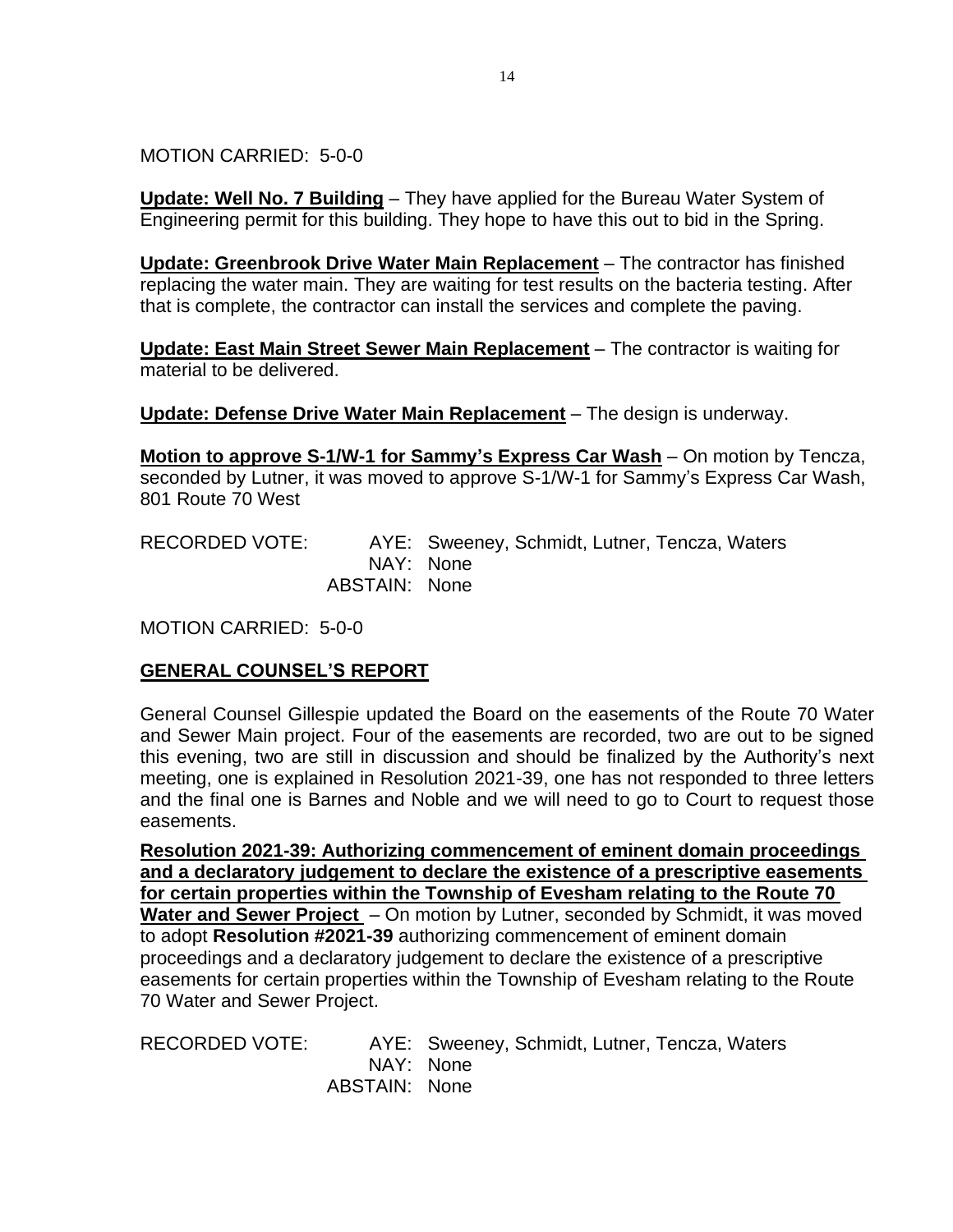MOTION CARRIED: 5-0-0

**Update: Well No. 7 Building** – They have applied for the Bureau Water System of Engineering permit for this building. They hope to have this out to bid in the Spring.

**Update: Greenbrook Drive Water Main Replacement** – The contractor has finished replacing the water main. They are waiting for test results on the bacteria testing. After that is complete, the contractor can install the services and complete the paving.

**Update: East Main Street Sewer Main Replacement** – The contractor is waiting for material to be delivered.

**Update: Defense Drive Water Main Replacement** – The design is underway.

**Motion to approve S-1/W-1 for Sammy's Express Car Wash** – On motion by Tencza, seconded by Lutner, it was moved to approve S-1/W-1 for Sammy's Express Car Wash, 801 Route 70 West

RECORDED VOTE: AYE: Sweeney, Schmidt, Lutner, Tencza, Waters
NAY: None
ABSTAIN: None

MOTION CARRIED: 5-0-0

## GENERAL COUNSEL'S REPORT

General Counsel Gillespie updated the Board on the easements of the Route 70 Water and Sewer Main project. Four of the easements are recorded, two are out to be signed this evening, two are still in discussion and should be finalized by the Authority's next meeting, one is explained in Resolution 2021-39, one has not responded to three letters and the final one is Barnes and Noble and we will need to go to Court to request those easements.

**Resolution 2021-39: Authorizing commencement of eminent domain proceedings and a declaratory judgement to declare the existence of a prescriptive easements for certain properties within the Township of Evesham relating to the Route 70 Water and Sewer Project** – On motion by Lutner, seconded by Schmidt, it was moved to adopt **Resolution #2021-39** authorizing commencement of eminent domain proceedings and a declaratory judgement to declare the existence of a prescriptive easements for certain properties within the Township of Evesham relating to the Route 70 Water and Sewer Project.

RECORDED VOTE: AYE: Sweeney, Schmidt, Lutner, Tencza, Waters
NAY: None
ABSTAIN: None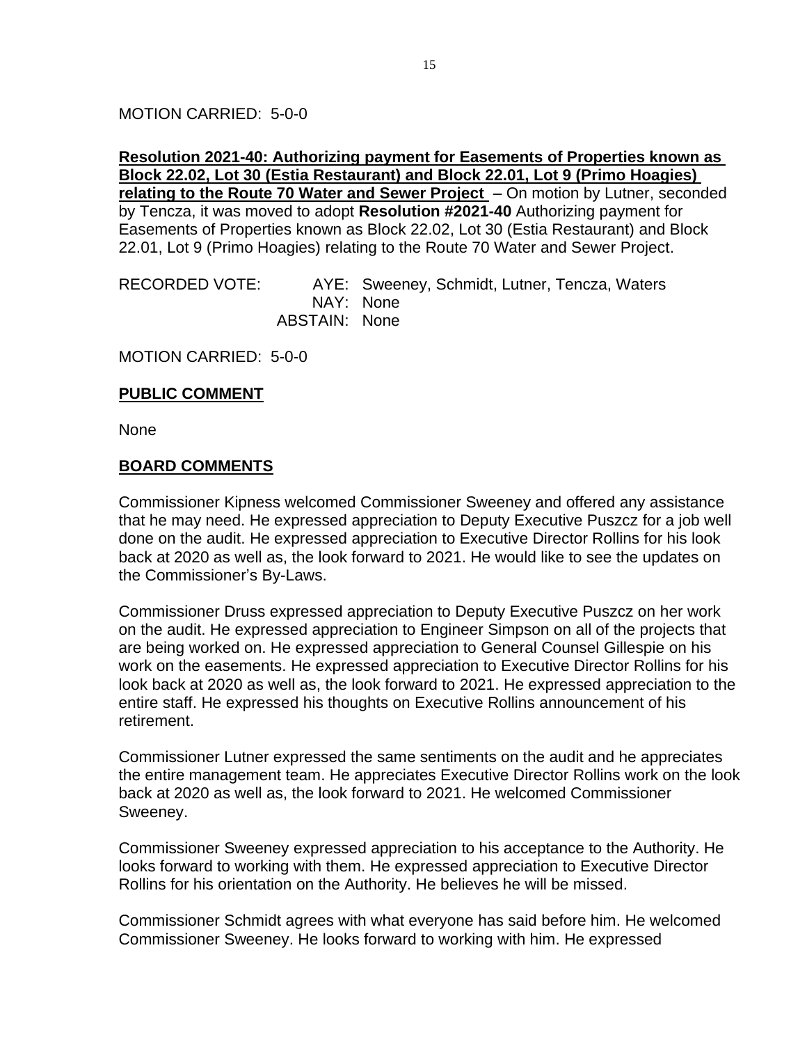MOTION CARRIED: 5-0-0

**Resolution 2021-40: Authorizing payment for Easements of Properties known as Block 22.02, Lot 30 (Estia Restaurant) and Block 22.01, Lot 9 (Primo Hoagies) relating to the Route 70 Water and Sewer Project** – On motion by Lutner, seconded by Tencza, it was moved to adopt **Resolution #2021-40** Authorizing payment for Easements of Properties known as Block 22.02, Lot 30 (Estia Restaurant) and Block 22.01, Lot 9 (Primo Hoagies) relating to the Route 70 Water and Sewer Project.

RECORDED VOTE: AYE: Sweeney, Schmidt, Lutner, Tencza, Waters
NAY: None
ABSTAIN: None

MOTION CARRIED: 5-0-0

**PUBLIC COMMENT**

None

**BOARD COMMENTS**

Commissioner Kipness welcomed Commissioner Sweeney and offered any assistance that he may need. He expressed appreciation to Deputy Executive Puszcz for a job well done on the audit. He expressed appreciation to Executive Director Rollins for his look back at 2020 as well as, the look forward to 2021. He would like to see the updates on the Commissioner's By-Laws.

Commissioner Druss expressed appreciation to Deputy Executive Puszcz on her work on the audit. He expressed appreciation to Engineer Simpson on all of the projects that are being worked on. He expressed appreciation to General Counsel Gillespie on his work on the easements. He expressed appreciation to Executive Director Rollins for his look back at 2020 as well as, the look forward to 2021. He expressed appreciation to the entire staff. He expressed his thoughts on Executive Rollins announcement of his retirement.

Commissioner Lutner expressed the same sentiments on the audit and he appreciates the entire management team. He appreciates Executive Director Rollins work on the look back at 2020 as well as, the look forward to 2021. He welcomed Commissioner Sweeney.

Commissioner Sweeney expressed appreciation to his acceptance to the Authority. He looks forward to working with them. He expressed appreciation to Executive Director Rollins for his orientation on the Authority. He believes he will be missed.

Commissioner Schmidt agrees with what everyone has said before him. He welcomed Commissioner Sweeney. He looks forward to working with him. He expressed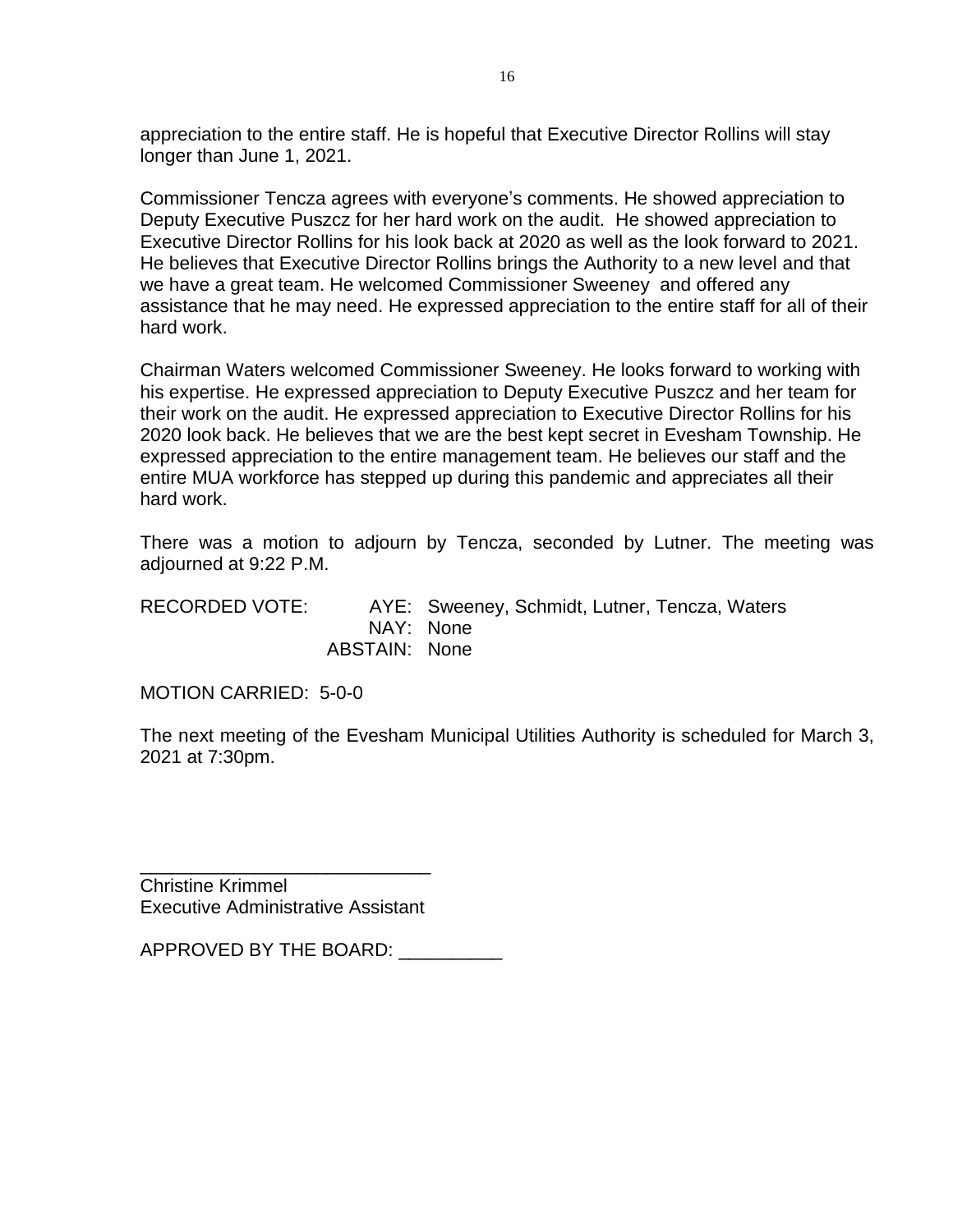appreciation to the entire staff. He is hopeful that Executive Director Rollins will stay longer than June 1, 2021.

Commissioner Tencza agrees with everyone's comments. He showed appreciation to Deputy Executive Puszcz for her hard work on the audit. He showed appreciation to Executive Director Rollins for his look back at 2020 as well as the look forward to 2021. He believes that Executive Director Rollins brings the Authority to a new level and that we have a great team. He welcomed Commissioner Sweeney and offered any assistance that he may need. He expressed appreciation to the entire staff for all of their hard work.

Chairman Waters welcomed Commissioner Sweeney. He looks forward to working with his expertise. He expressed appreciation to Deputy Executive Puszcz and her team for their work on the audit. He expressed appreciation to Executive Director Rollins for his 2020 look back. He believes that we are the best kept secret in Evesham Township. He expressed appreciation to the entire management team. He believes our staff and the entire MUA workforce has stepped up during this pandemic and appreciates all their hard work.

There was a motion to adjourn by Tencza, seconded by Lutner. The meeting was adjourned at 9:22 P.M.

RECORDED VOTE: AYE: Sweeney, Schmidt, Lutner, Tencza, Waters
NAY: None
ABSTAIN: None

MOTION CARRIED: 5-0-0

The next meeting of the Evesham Municipal Utilities Authority is scheduled for March 3, 2021 at 7:30pm.

____________________________
Christine Krimmel
Executive Administrative Assistant

APPROVED BY THE BOARD: __________